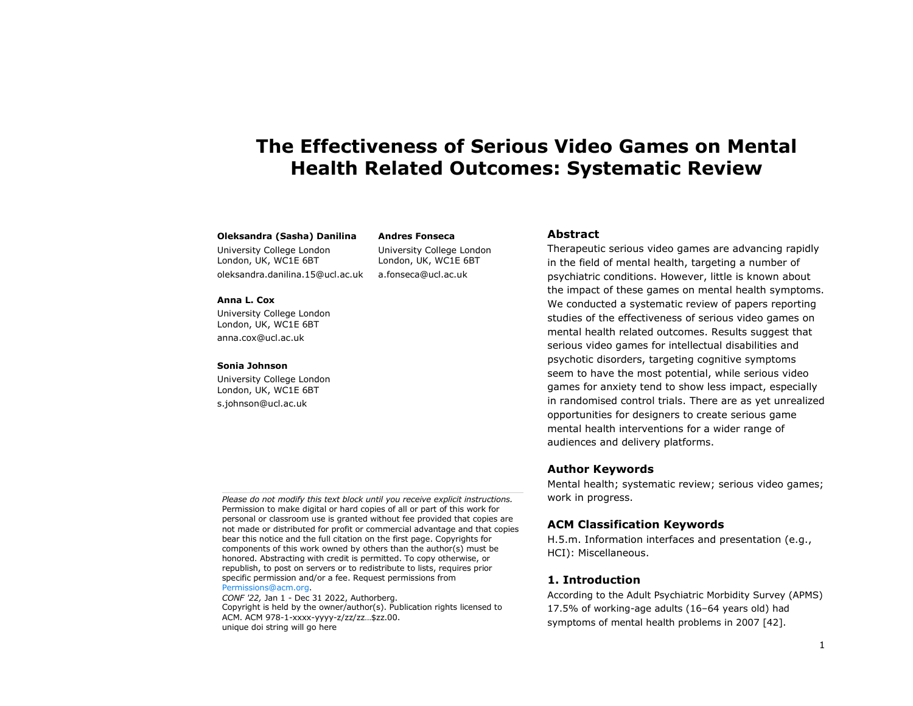# The Effectiveness of Serious Video Games on Mental Health Related Outcomes: Systematic Review

**Oleksandra (Sasha) Danilina**
University College London
London, UK, WC1E 6BT
oleksandra.danilina.15@ucl.ac.uk

**Andres Fonseca**
University College London
London, UK, WC1E 6BT
a.fonseca@ucl.ac.uk

**Anna L. Cox**
University College London
London, UK, WC1E 6BT
anna.cox@ucl.ac.uk

**Sonia Johnson**
University College London
London, UK, WC1E 6BT
s.johnson@ucl.ac.uk

*Please do not modify this text block until you receive explicit instructions.*
Permission to make digital or hard copies of all or part of this work for personal or classroom use is granted without fee provided that copies are not made or distributed for profit or commercial advantage and that copies bear this notice and the full citation on the first page. Copyrights for components of this work owned by others than the author(s) must be honored. Abstracting with credit is permitted. To copy otherwise, or republish, to post on servers or to redistribute to lists, requires prior specific permission and/or a fee. Request permissions from Permissions@acm.org.
*CONF '22,* Jan 1 - Dec 31 2022, Authorberg.
Copyright is held by the owner/author(s). Publication rights licensed to ACM. ACM 978-1-xxxx-yyyy-z/zz/zz…$zz.00.
unique doi string will go here

## Abstract

Therapeutic serious video games are advancing rapidly in the field of mental health, targeting a number of psychiatric conditions. However, little is known about the impact of these games on mental health symptoms. We conducted a systematic review of papers reporting studies of the effectiveness of serious video games on mental health related outcomes. Results suggest that serious video games for intellectual disabilities and psychotic disorders, targeting cognitive symptoms seem to have the most potential, while serious video games for anxiety tend to show less impact, especially in randomised control trials. There are as yet unrealized opportunities for designers to create serious game mental health interventions for a wider range of audiences and delivery platforms.

## Author Keywords

Mental health; systematic review; serious video games; work in progress.

## ACM Classification Keywords

H.5.m. Information interfaces and presentation (e.g., HCI): Miscellaneous.

## 1. Introduction

According to the Adult Psychiatric Morbidity Survey (APMS) 17.5% of working-age adults (16–64 years old) had symptoms of mental health problems in 2007 [42].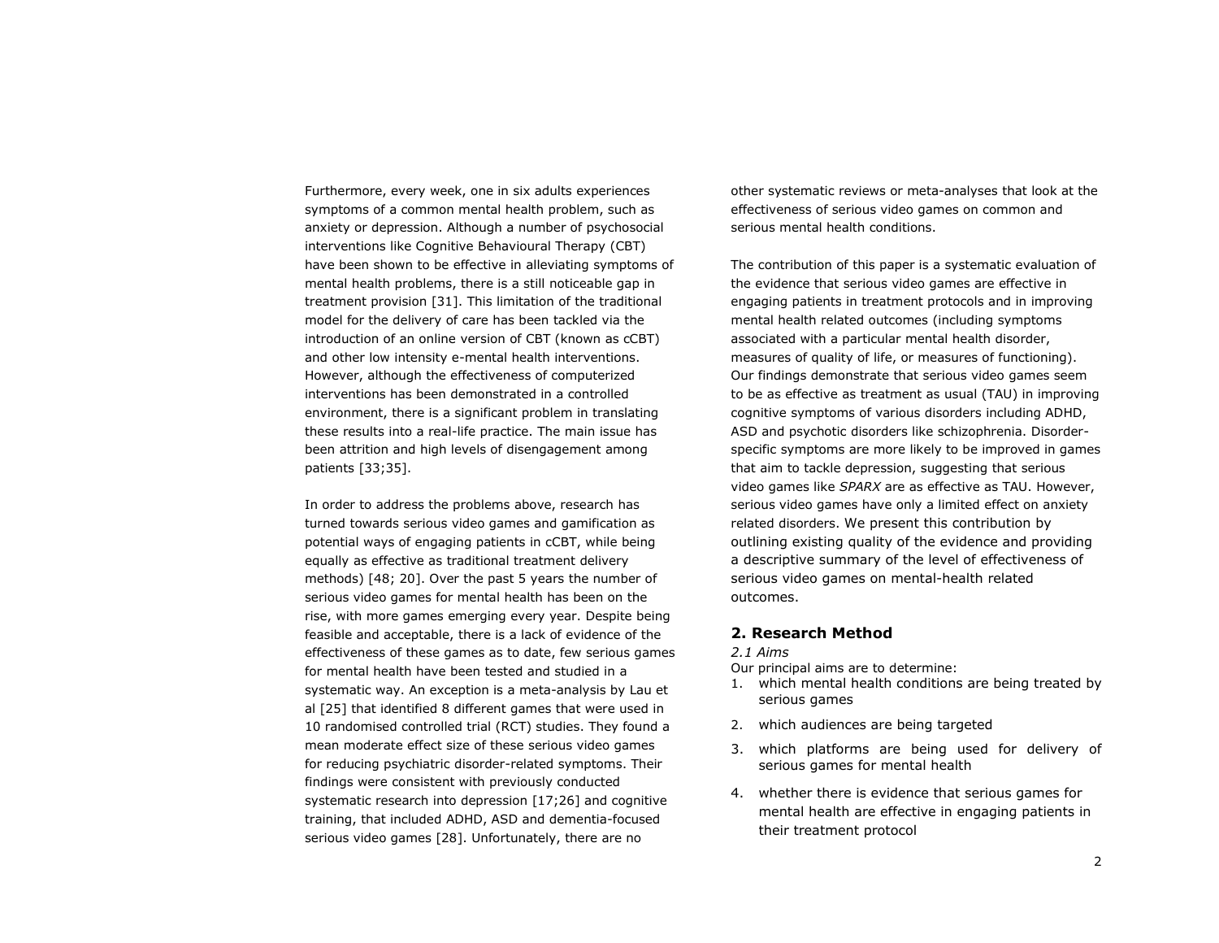Furthermore, every week, one in six adults experiences symptoms of a common mental health problem, such as anxiety or depression. Although a number of psychosocial interventions like Cognitive Behavioural Therapy (CBT) have been shown to be effective in alleviating symptoms of mental health problems, there is a still noticeable gap in treatment provision [31]. This limitation of the traditional model for the delivery of care has been tackled via the introduction of an online version of CBT (known as cCBT) and other low intensity e-mental health interventions. However, although the effectiveness of computerized interventions has been demonstrated in a controlled environment, there is a significant problem in translating these results into a real-life practice. The main issue has been attrition and high levels of disengagement among patients [33;35].

In order to address the problems above, research has turned towards serious video games and gamification as potential ways of engaging patients in cCBT, while being equally as effective as traditional treatment delivery methods) [48; 20]. Over the past 5 years the number of serious video games for mental health has been on the rise, with more games emerging every year. Despite being feasible and acceptable, there is a lack of evidence of the effectiveness of these games as to date, few serious games for mental health have been tested and studied in a systematic way. An exception is a meta-analysis by Lau et al [25] that identified 8 different games that were used in 10 randomised controlled trial (RCT) studies. They found a mean moderate effect size of these serious video games for reducing psychiatric disorder-related symptoms. Their findings were consistent with previously conducted systematic research into depression [17;26] and cognitive training, that included ADHD, ASD and dementia-focused serious video games [28]. Unfortunately, there are no other systematic reviews or meta-analyses that look at the effectiveness of serious video games on common and serious mental health conditions.

The contribution of this paper is a systematic evaluation of the evidence that serious video games are effective in engaging patients in treatment protocols and in improving mental health related outcomes (including symptoms associated with a particular mental health disorder, measures of quality of life, or measures of functioning). Our findings demonstrate that serious video games seem to be as effective as treatment as usual (TAU) in improving cognitive symptoms of various disorders including ADHD, ASD and psychotic disorders like schizophrenia. Disorder-specific symptoms are more likely to be improved in games that aim to tackle depression, suggesting that serious video games like *SPARX* are as effective as TAU. However, serious video games have only a limited effect on anxiety related disorders. We present this contribution by outlining existing quality of the evidence and providing a descriptive summary of the level of effectiveness of serious video games on mental-health related outcomes.

## 2. Research Method

*2.1 Aims*

Our principal aims are to determine:

1. which mental health conditions are being treated by serious games
2. which audiences are being targeted
3. which platforms are being used for delivery of serious games for mental health
4. whether there is evidence that serious games for mental health are effective in engaging patients in their treatment protocol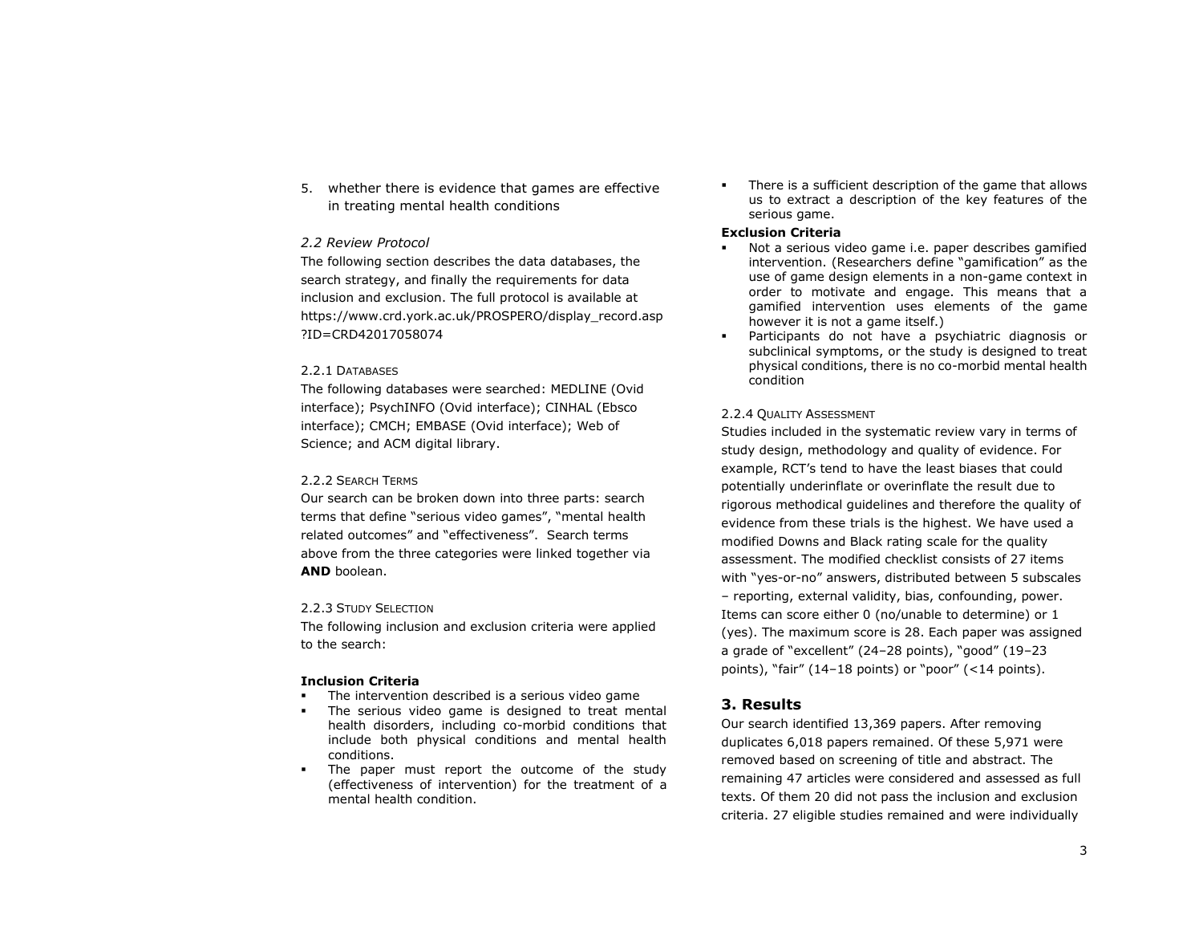5. whether there is evidence that games are effective in treating mental health conditions

### *2.2 Review Protocol*

The following section describes the data databases, the search strategy, and finally the requirements for data inclusion and exclusion. The full protocol is available at https://www.crd.york.ac.uk/PROSPERO/display_record.asp?ID=CRD42017058074

#### 2.2.1 Databases

The following databases were searched: MEDLINE (Ovid interface); PsychINFO (Ovid interface); CINHAL (Ebsco interface); CMCH; EMBASE (Ovid interface); Web of Science; and ACM digital library.

#### 2.2.2 Search Terms

Our search can be broken down into three parts: search terms that define "serious video games", "mental health related outcomes" and "effectiveness". Search terms above from the three categories were linked together via **AND** boolean.

#### 2.2.3 Study Selection

The following inclusion and exclusion criteria were applied to the search:

**Inclusion Criteria**

- The intervention described is a serious video game
- The serious video game is designed to treat mental health disorders, including co-morbid conditions that include both physical conditions and mental health conditions.
- The paper must report the outcome of the study (effectiveness of intervention) for the treatment of a mental health condition.
- There is a sufficient description of the game that allows us to extract a description of the key features of the serious game.

**Exclusion Criteria**

- Not a serious video game i.e. paper describes gamified intervention. (Researchers define "gamification" as the use of game design elements in a non-game context in order to motivate and engage. This means that a gamified intervention uses elements of the game however it is not a game itself.)
- Participants do not have a psychiatric diagnosis or subclinical symptoms, or the study is designed to treat physical conditions, there is no co-morbid mental health condition

#### 2.2.4 Quality Assessment

Studies included in the systematic review vary in terms of study design, methodology and quality of evidence. For example, RCT's tend to have the least biases that could potentially underinflate or overinflate the result due to rigorous methodical guidelines and therefore the quality of evidence from these trials is the highest. We have used a modified Downs and Black rating scale for the quality assessment. The modified checklist consists of 27 items with "yes-or-no" answers, distributed between 5 subscales – reporting, external validity, bias, confounding, power. Items can score either 0 (no/unable to determine) or 1 (yes). The maximum score is 28. Each paper was assigned a grade of "excellent" (24–28 points), "good" (19–23 points), "fair" (14–18 points) or "poor" (<14 points).

## 3. Results

Our search identified 13,369 papers. After removing duplicates 6,018 papers remained. Of these 5,971 were removed based on screening of title and abstract. The remaining 47 articles were considered and assessed as full texts. Of them 20 did not pass the inclusion and exclusion criteria. 27 eligible studies remained and were individually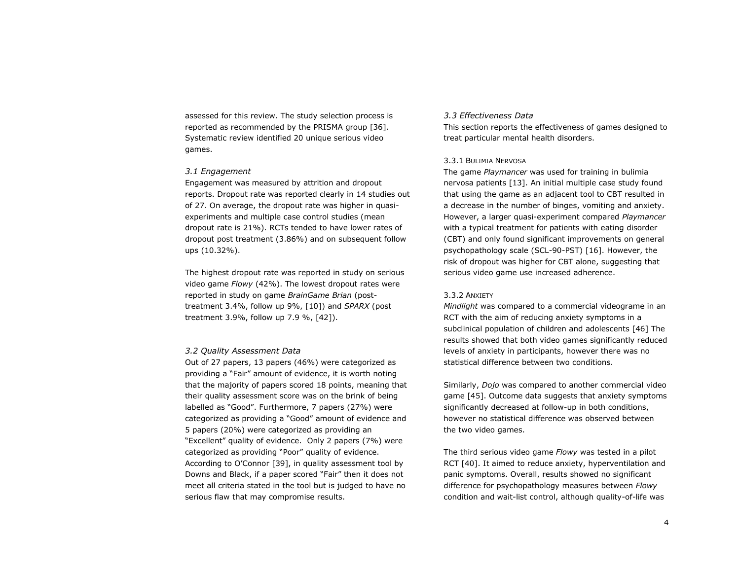assessed for this review. The study selection process is reported as recommended by the PRISMA group [36]. Systematic review identified 20 unique serious video games.

### *3.1 Engagement*

Engagement was measured by attrition and dropout reports. Dropout rate was reported clearly in 14 studies out of 27. On average, the dropout rate was higher in quasi-experiments and multiple case control studies (mean dropout rate is 21%). RCTs tended to have lower rates of dropout post treatment (3.86%) and on subsequent follow ups (10.32%).

The highest dropout rate was reported in study on serious video game *Flowy* (42%). The lowest dropout rates were reported in study on game *BrainGame Brian* (post-treatment 3.4%, follow up 9%, [10]) and *SPARX* (post treatment 3.9%, follow up 7.9 %, [42]).

### *3.2 Quality Assessment Data*

Out of 27 papers, 13 papers (46%) were categorized as providing a "Fair" amount of evidence, it is worth noting that the majority of papers scored 18 points, meaning that their quality assessment score was on the brink of being labelled as "Good". Furthermore, 7 papers (27%) were categorized as providing a "Good" amount of evidence and 5 papers (20%) were categorized as providing an "Excellent" quality of evidence. Only 2 papers (7%) were categorized as providing "Poor" quality of evidence. According to O'Connor [39], in quality assessment tool by Downs and Black, if a paper scored "Fair" then it does not meet all criteria stated in the tool but is judged to have no serious flaw that may compromise results.

### *3.3 Effectiveness Data*

This section reports the effectiveness of games designed to treat particular mental health disorders.

#### 3.3.1 Bulimia Nervosa

The game *Playmancer* was used for training in bulimia nervosa patients [13]. An initial multiple case study found that using the game as an adjacent tool to CBT resulted in a decrease in the number of binges, vomiting and anxiety. However, a larger quasi-experiment compared *Playmancer* with a typical treatment for patients with eating disorder (CBT) and only found significant improvements on general psychopathology scale (SCL-90-PST) [16]. However, the risk of dropout was higher for CBT alone, suggesting that serious video game use increased adherence.

#### 3.3.2 Anxiety

*Mindlight* was compared to a commercial videograme in an RCT with the aim of reducing anxiety symptoms in a subclinical population of children and adolescents [46] The results showed that both video games significantly reduced levels of anxiety in participants, however there was no statistical difference between two conditions.

Similarly, *Dojo* was compared to another commercial video game [45]. Outcome data suggests that anxiety symptoms significantly decreased at follow-up in both conditions, however no statistical difference was observed between the two video games.

The third serious video game *Flowy* was tested in a pilot RCT [40]. It aimed to reduce anxiety, hyperventilation and panic symptoms. Overall, results showed no significant difference for psychopathology measures between *Flowy* condition and wait-list control, although quality-of-life was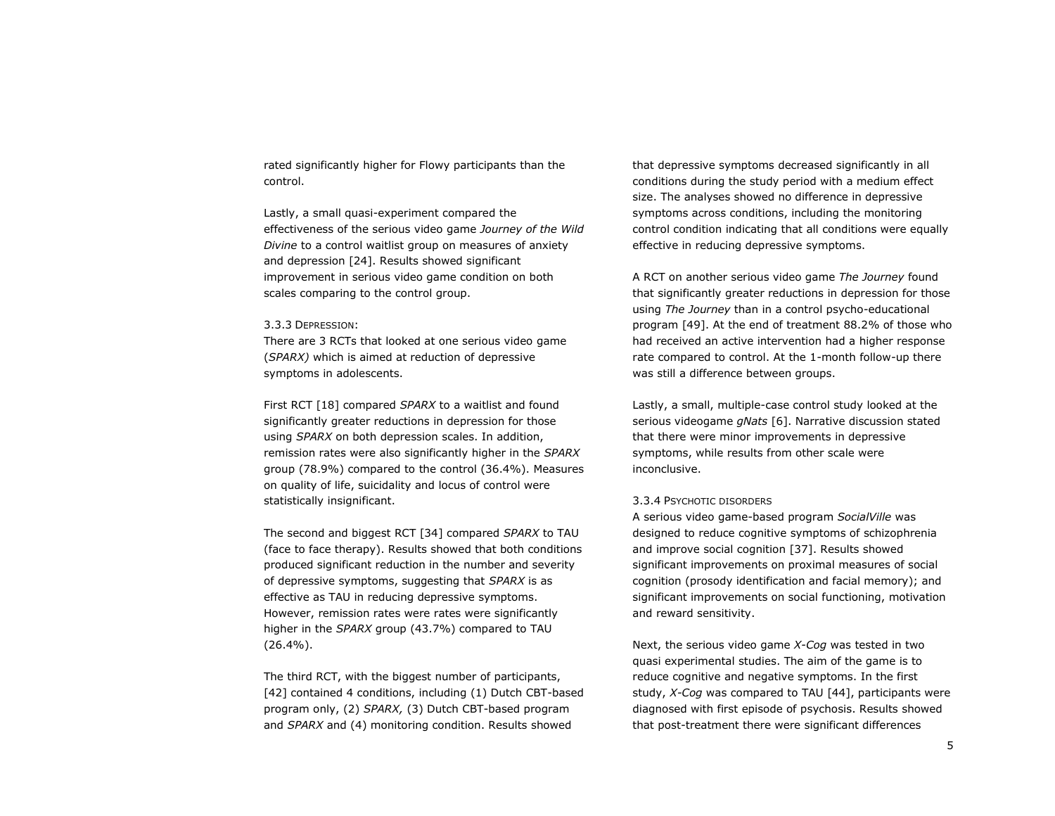rated significantly higher for Flowy participants than the control.

Lastly, a small quasi-experiment compared the effectiveness of the serious video game *Journey of the Wild Divine* to a control waitlist group on measures of anxiety and depression [24]. Results showed significant improvement in serious video game condition on both scales comparing to the control group.

### 3.3.3 Depression:

There are 3 RCTs that looked at one serious video game (*SPARX)* which is aimed at reduction of depressive symptoms in adolescents.

First RCT [18] compared *SPARX* to a waitlist and found significantly greater reductions in depression for those using *SPARX* on both depression scales. In addition, remission rates were also significantly higher in the *SPARX* group (78.9%) compared to the control (36.4%). Measures on quality of life, suicidality and locus of control were statistically insignificant.

The second and biggest RCT [34] compared *SPARX* to TAU (face to face therapy). Results showed that both conditions produced significant reduction in the number and severity of depressive symptoms, suggesting that *SPARX* is as effective as TAU in reducing depressive symptoms. However, remission rates were rates were significantly higher in the *SPARX* group (43.7%) compared to TAU (26.4%).

The third RCT, with the biggest number of participants, [42] contained 4 conditions, including (1) Dutch CBT-based program only, (2) *SPARX,* (3) Dutch CBT-based program and *SPARX* and (4) monitoring condition. Results showed that depressive symptoms decreased significantly in all conditions during the study period with a medium effect size. The analyses showed no difference in depressive symptoms across conditions, including the monitoring control condition indicating that all conditions were equally effective in reducing depressive symptoms.

A RCT on another serious video game *The Journey* found that significantly greater reductions in depression for those using *The Journey* than in a control psycho-educational program [49]. At the end of treatment 88.2% of those who had received an active intervention had a higher response rate compared to control. At the 1-month follow-up there was still a difference between groups.

Lastly, a small, multiple-case control study looked at the serious videogame *gNats* [6]. Narrative discussion stated that there were minor improvements in depressive symptoms, while results from other scale were inconclusive.

### 3.3.4 Psychotic disorders

A serious video game-based program *SocialVille* was designed to reduce cognitive symptoms of schizophrenia and improve social cognition [37]. Results showed significant improvements on proximal measures of social cognition (prosody identification and facial memory); and significant improvements on social functioning, motivation and reward sensitivity.

Next, the serious video game *X-Cog* was tested in two quasi experimental studies. The aim of the game is to reduce cognitive and negative symptoms. In the first study, *X-Cog* was compared to TAU [44], participants were diagnosed with first episode of psychosis. Results showed that post-treatment there were significant differences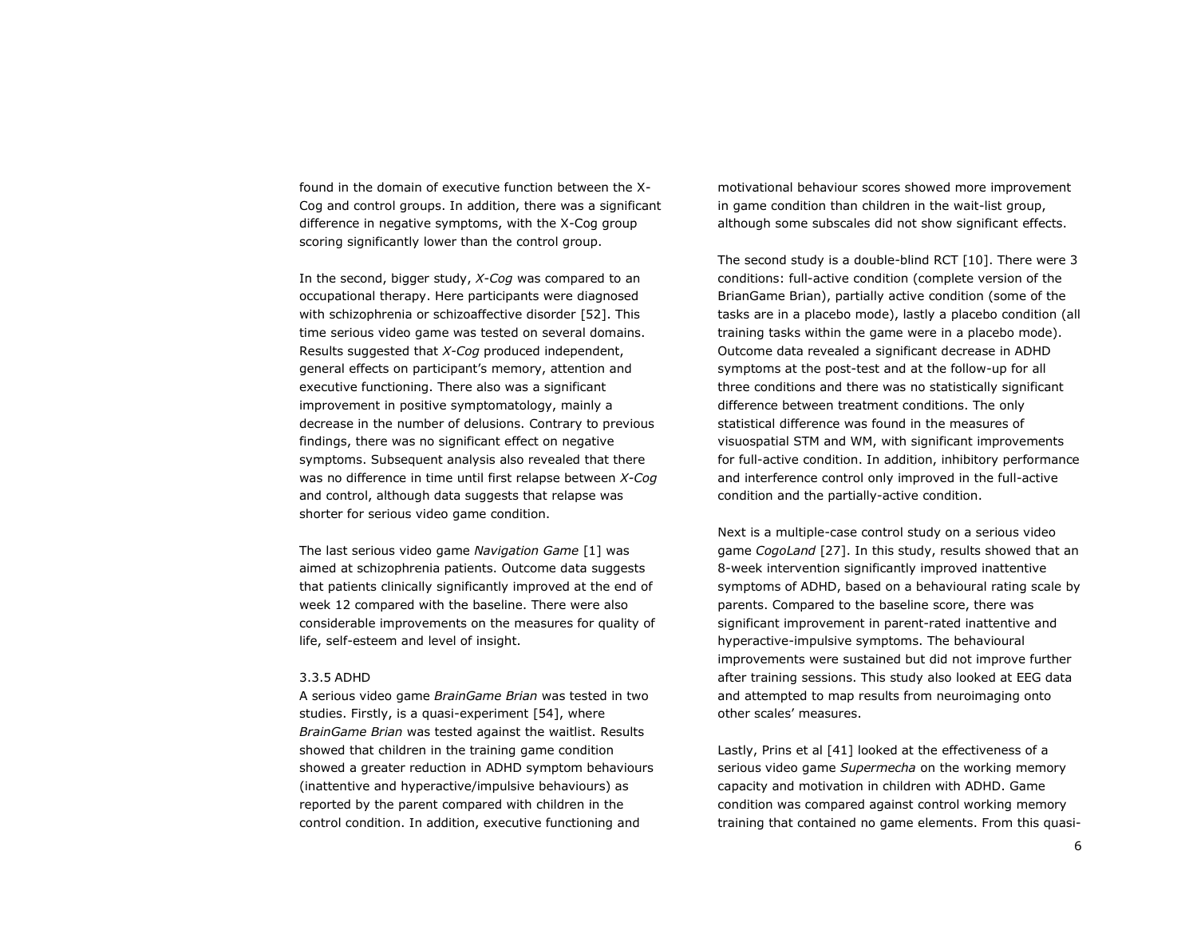found in the domain of executive function between the X-Cog and control groups. In addition, there was a significant difference in negative symptoms, with the X-Cog group scoring significantly lower than the control group.

In the second, bigger study, *X-Cog* was compared to an occupational therapy. Here participants were diagnosed with schizophrenia or schizoaffective disorder [52]. This time serious video game was tested on several domains. Results suggested that *X-Cog* produced independent, general effects on participant's memory, attention and executive functioning. There also was a significant improvement in positive symptomatology, mainly a decrease in the number of delusions. Contrary to previous findings, there was no significant effect on negative symptoms. Subsequent analysis also revealed that there was no difference in time until first relapse between *X-Cog* and control, although data suggests that relapse was shorter for serious video game condition.

The last serious video game *Navigation Game* [1] was aimed at schizophrenia patients. Outcome data suggests that patients clinically significantly improved at the end of week 12 compared with the baseline. There were also considerable improvements on the measures for quality of life, self-esteem and level of insight.

### 3.3.5 ADHD

A serious video game *BrainGame Brian* was tested in two studies. Firstly, is a quasi-experiment [54], where *BrainGame Brian* was tested against the waitlist. Results showed that children in the training game condition showed a greater reduction in ADHD symptom behaviours (inattentive and hyperactive/impulsive behaviours) as reported by the parent compared with children in the control condition. In addition, executive functioning and motivational behaviour scores showed more improvement in game condition than children in the wait-list group, although some subscales did not show significant effects.

The second study is a double-blind RCT [10]. There were 3 conditions: full-active condition (complete version of the BrianGame Brian), partially active condition (some of the tasks are in a placebo mode), lastly a placebo condition (all training tasks within the game were in a placebo mode). Outcome data revealed a significant decrease in ADHD symptoms at the post-test and at the follow-up for all three conditions and there was no statistically significant difference between treatment conditions. The only statistical difference was found in the measures of visuospatial STM and WM, with significant improvements for full-active condition. In addition, inhibitory performance and interference control only improved in the full-active condition and the partially-active condition.

Next is a multiple-case control study on a serious video game *CogoLand* [27]. In this study, results showed that an 8-week intervention significantly improved inattentive symptoms of ADHD, based on a behavioural rating scale by parents. Compared to the baseline score, there was significant improvement in parent-rated inattentive and hyperactive-impulsive symptoms. The behavioural improvements were sustained but did not improve further after training sessions. This study also looked at EEG data and attempted to map results from neuroimaging onto other scales' measures.

Lastly, Prins et al [41] looked at the effectiveness of a serious video game *Supermecha* on the working memory capacity and motivation in children with ADHD. Game condition was compared against control working memory training that contained no game elements. From this quasi-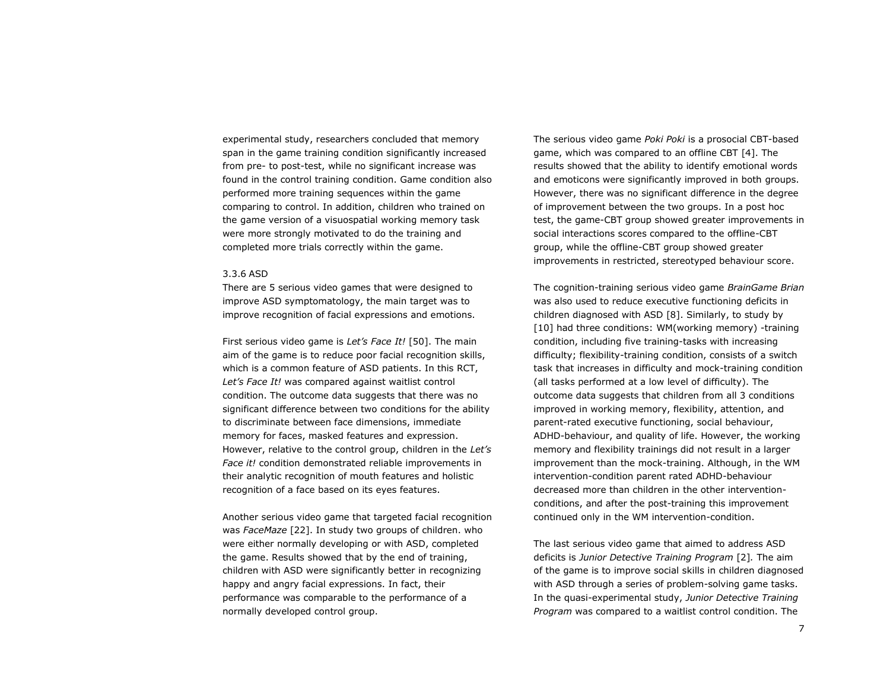experimental study, researchers concluded that memory span in the game training condition significantly increased from pre- to post-test, while no significant increase was found in the control training condition. Game condition also performed more training sequences within the game comparing to control. In addition, children who trained on the game version of a visuospatial working memory task were more strongly motivated to do the training and completed more trials correctly within the game.

### 3.3.6 ASD

There are 5 serious video games that were designed to improve ASD symptomatology, the main target was to improve recognition of facial expressions and emotions.

First serious video game is *Let's Face It!* [50]. The main aim of the game is to reduce poor facial recognition skills, which is a common feature of ASD patients. In this RCT, *Let's Face It!* was compared against waitlist control condition. The outcome data suggests that there was no significant difference between two conditions for the ability to discriminate between face dimensions, immediate memory for faces, masked features and expression. However, relative to the control group, children in the *Let's Face it!* condition demonstrated reliable improvements in their analytic recognition of mouth features and holistic recognition of a face based on its eyes features.

Another serious video game that targeted facial recognition was *FaceMaze* [22]. In study two groups of children. who were either normally developing or with ASD, completed the game. Results showed that by the end of training, children with ASD were significantly better in recognizing happy and angry facial expressions. In fact, their performance was comparable to the performance of a normally developed control group.

The serious video game *Poki Poki* is a prosocial CBT-based game, which was compared to an offline CBT [4]. The results showed that the ability to identify emotional words and emoticons were significantly improved in both groups. However, there was no significant difference in the degree of improvement between the two groups. In a post hoc test, the game-CBT group showed greater improvements in social interactions scores compared to the offline-CBT group, while the offline-CBT group showed greater improvements in restricted, stereotyped behaviour score.

The cognition-training serious video game *BrainGame Brian* was also used to reduce executive functioning deficits in children diagnosed with ASD [8]. Similarly, to study by [10] had three conditions: WM(working memory) -training condition, including five training-tasks with increasing difficulty; flexibility-training condition, consists of a switch task that increases in difficulty and mock-training condition (all tasks performed at a low level of difficulty). The outcome data suggests that children from all 3 conditions improved in working memory, flexibility, attention, and parent-rated executive functioning, social behaviour, ADHD-behaviour, and quality of life. However, the working memory and flexibility trainings did not result in a larger improvement than the mock-training. Although, in the WM intervention-condition parent rated ADHD-behaviour decreased more than children in the other intervention-conditions, and after the post-training this improvement continued only in the WM intervention-condition.

The last serious video game that aimed to address ASD deficits is *Junior Detective Training Program* [2]. The aim of the game is to improve social skills in children diagnosed with ASD through a series of problem-solving game tasks. In the quasi-experimental study, *Junior Detective Training Program* was compared to a waitlist control condition. The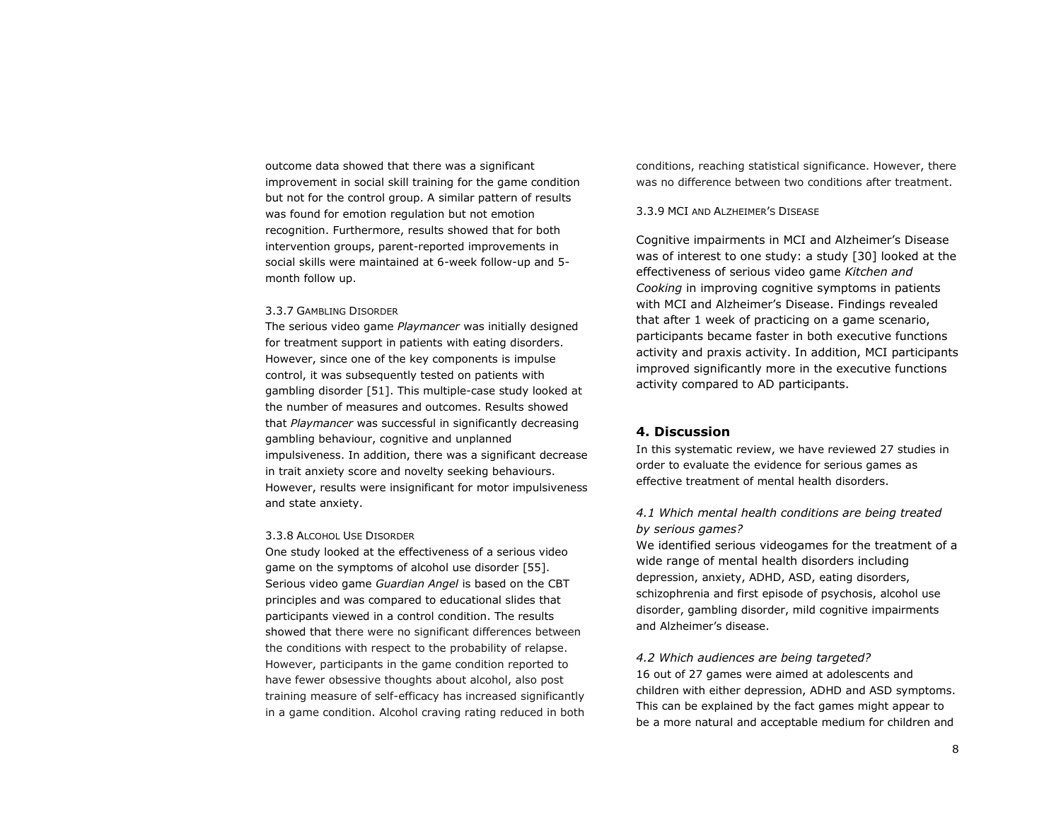outcome data showed that there was a significant improvement in social skill training for the game condition but not for the control group. A similar pattern of results was found for emotion regulation but not emotion recognition. Furthermore, results showed that for both intervention groups, parent-reported improvements in social skills were maintained at 6-week follow-up and 5-month follow up.

#### 3.3.7 Gambling Disorder

The serious video game *Playmancer* was initially designed for treatment support in patients with eating disorders. However, since one of the key components is impulse control, it was subsequently tested on patients with gambling disorder [51]. This multiple-case study looked at the number of measures and outcomes. Results showed that *Playmancer* was successful in significantly decreasing gambling behaviour, cognitive and unplanned impulsiveness. In addition, there was a significant decrease in trait anxiety score and novelty seeking behaviours. However, results were insignificant for motor impulsiveness and state anxiety.

#### 3.3.8 Alcohol Use Disorder

One study looked at the effectiveness of a serious video game on the symptoms of alcohol use disorder [55]. Serious video game *Guardian Angel* is based on the CBT principles and was compared to educational slides that participants viewed in a control condition. The results showed that there were no significant differences between the conditions with respect to the probability of relapse. However, participants in the game condition reported to have fewer obsessive thoughts about alcohol, also post training measure of self-efficacy has increased significantly in a game condition. Alcohol craving rating reduced in both conditions, reaching statistical significance. However, there was no difference between two conditions after treatment.

#### 3.3.9 MCI and Alzheimer's Disease

Cognitive impairments in MCI and Alzheimer's Disease was of interest to one study: a study [30] looked at the effectiveness of serious video game *Kitchen and Cooking* in improving cognitive symptoms in patients with MCI and Alzheimer's Disease. Findings revealed that after 1 week of practicing on a game scenario, participants became faster in both executive functions activity and praxis activity. In addition, MCI participants improved significantly more in the executive functions activity compared to AD participants.

## 4. Discussion

In this systematic review, we have reviewed 27 studies in order to evaluate the evidence for serious games as effective treatment of mental health disorders.

### *4.1 Which mental health conditions are being treated by serious games?*

We identified serious videogames for the treatment of a wide range of mental health disorders including depression, anxiety, ADHD, ASD, eating disorders, schizophrenia and first episode of psychosis, alcohol use disorder, gambling disorder, mild cognitive impairments and Alzheimer's disease.

### *4.2 Which audiences are being targeted?*

16 out of 27 games were aimed at adolescents and children with either depression, ADHD and ASD symptoms. This can be explained by the fact games might appear to be a more natural and acceptable medium for children and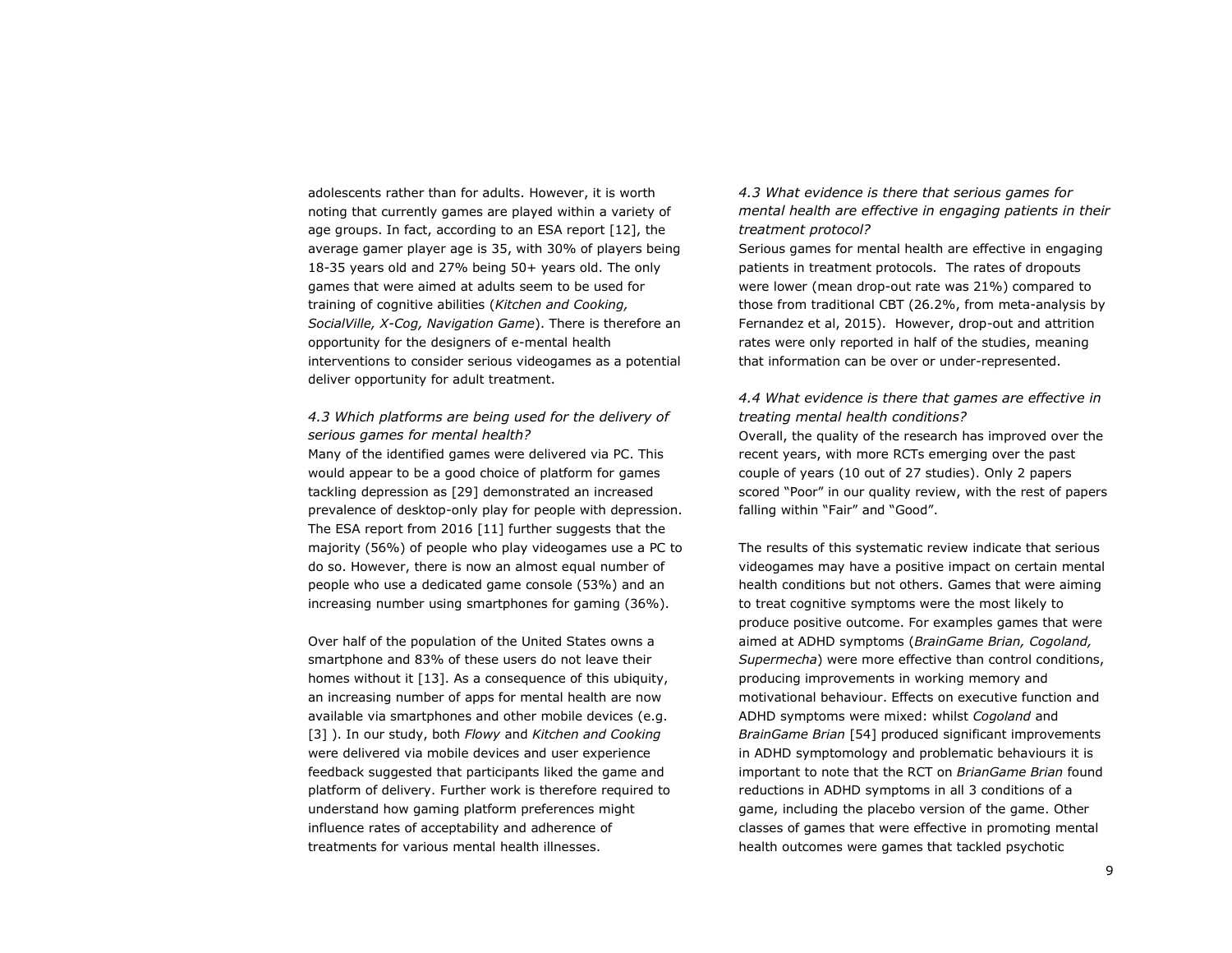adolescents rather than for adults. However, it is worth noting that currently games are played within a variety of age groups. In fact, according to an ESA report [12], the average gamer player age is 35, with 30% of players being 18-35 years old and 27% being 50+ years old. The only games that were aimed at adults seem to be used for training of cognitive abilities (*Kitchen and Cooking, SocialVille, X-Cog, Navigation Game*). There is therefore an opportunity for the designers of e-mental health interventions to consider serious videogames as a potential deliver opportunity for adult treatment.

### *4.3 Which platforms are being used for the delivery of serious games for mental health?*

Many of the identified games were delivered via PC. This would appear to be a good choice of platform for games tackling depression as [29] demonstrated an increased prevalence of desktop-only play for people with depression. The ESA report from 2016 [11] further suggests that the majority (56%) of people who play videogames use a PC to do so. However, there is now an almost equal number of people who use a dedicated game console (53%) and an increasing number using smartphones for gaming (36%).

Over half of the population of the United States owns a smartphone and 83% of these users do not leave their homes without it [13]. As a consequence of this ubiquity, an increasing number of apps for mental health are now available via smartphones and other mobile devices (e.g. [3] ). In our study, both *Flowy* and *Kitchen and Cooking* were delivered via mobile devices and user experience feedback suggested that participants liked the game and platform of delivery. Further work is therefore required to understand how gaming platform preferences might influence rates of acceptability and adherence of treatments for various mental health illnesses.

### *4.3 What evidence is there that serious games for mental health are effective in engaging patients in their treatment protocol?*

Serious games for mental health are effective in engaging patients in treatment protocols. The rates of dropouts were lower (mean drop-out rate was 21%) compared to those from traditional CBT (26.2%, from meta-analysis by Fernandez et al, 2015). However, drop-out and attrition rates were only reported in half of the studies, meaning that information can be over or under-represented.

### *4.4 What evidence is there that games are effective in treating mental health conditions?*

Overall, the quality of the research has improved over the recent years, with more RCTs emerging over the past couple of years (10 out of 27 studies). Only 2 papers scored "Poor" in our quality review, with the rest of papers falling within "Fair" and "Good".

The results of this systematic review indicate that serious videogames may have a positive impact on certain mental health conditions but not others. Games that were aiming to treat cognitive symptoms were the most likely to produce positive outcome. For examples games that were aimed at ADHD symptoms (*BrainGame Brian, Cogoland, Supermecha*) were more effective than control conditions, producing improvements in working memory and motivational behaviour. Effects on executive function and ADHD symptoms were mixed: whilst *Cogoland* and *BrainGame Brian* [54] produced significant improvements in ADHD symptomology and problematic behaviours it is important to note that the RCT on *BrianGame Brian* found reductions in ADHD symptoms in all 3 conditions of a game, including the placebo version of the game. Other classes of games that were effective in promoting mental health outcomes were games that tackled psychotic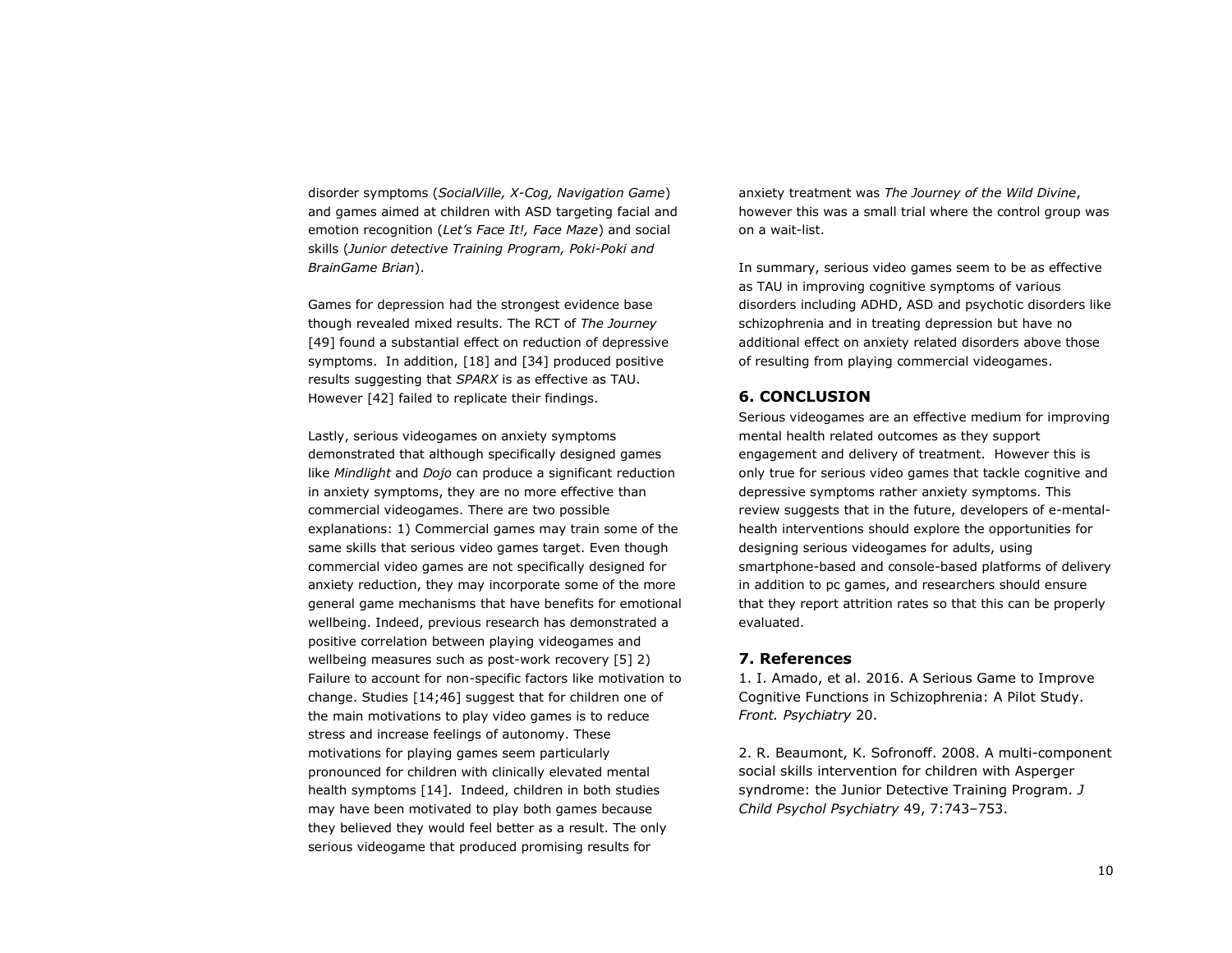disorder symptoms (*SocialVille, X-Cog, Navigation Game*) and games aimed at children with ASD targeting facial and emotion recognition (*Let's Face It!, Face Maze*) and social skills (*Junior detective Training Program, Poki-Poki and BrainGame Brian*).

Games for depression had the strongest evidence base though revealed mixed results. The RCT of *The Journey* [49] found a substantial effect on reduction of depressive symptoms. In addition, [18] and [34] produced positive results suggesting that *SPARX* is as effective as TAU. However [42] failed to replicate their findings.

Lastly, serious videogames on anxiety symptoms demonstrated that although specifically designed games like *Mindlight* and *Dojo* can produce a significant reduction in anxiety symptoms, they are no more effective than commercial videogames. There are two possible explanations: 1) Commercial games may train some of the same skills that serious video games target. Even though commercial video games are not specifically designed for anxiety reduction, they may incorporate some of the more general game mechanisms that have benefits for emotional wellbeing. Indeed, previous research has demonstrated a positive correlation between playing videogames and wellbeing measures such as post-work recovery [5] 2) Failure to account for non-specific factors like motivation to change. Studies [14;46] suggest that for children one of the main motivations to play video games is to reduce stress and increase feelings of autonomy. These motivations for playing games seem particularly pronounced for children with clinically elevated mental health symptoms [14]. Indeed, children in both studies may have been motivated to play both games because they believed they would feel better as a result. The only serious videogame that produced promising results for anxiety treatment was *The Journey of the Wild Divine*, however this was a small trial where the control group was on a wait-list.

In summary, serious video games seem to be as effective as TAU in improving cognitive symptoms of various disorders including ADHD, ASD and psychotic disorders like schizophrenia and in treating depression but have no additional effect on anxiety related disorders above those of resulting from playing commercial videogames.

## 6. CONCLUSION

Serious videogames are an effective medium for improving mental health related outcomes as they support engagement and delivery of treatment. However this is only true for serious video games that tackle cognitive and depressive symptoms rather anxiety symptoms. This review suggests that in the future, developers of e-mental-health interventions should explore the opportunities for designing serious videogames for adults, using smartphone-based and console-based platforms of delivery in addition to pc games, and researchers should ensure that they report attrition rates so that this can be properly evaluated.

## 7. References

1. I. Amado, et al. 2016. A Serious Game to Improve Cognitive Functions in Schizophrenia: A Pilot Study. *Front. Psychiatry* 20.

2. R. Beaumont, K. Sofronoff. 2008. A multi-component social skills intervention for children with Asperger syndrome: the Junior Detective Training Program. *J Child Psychol Psychiatry* 49, 7:743–753.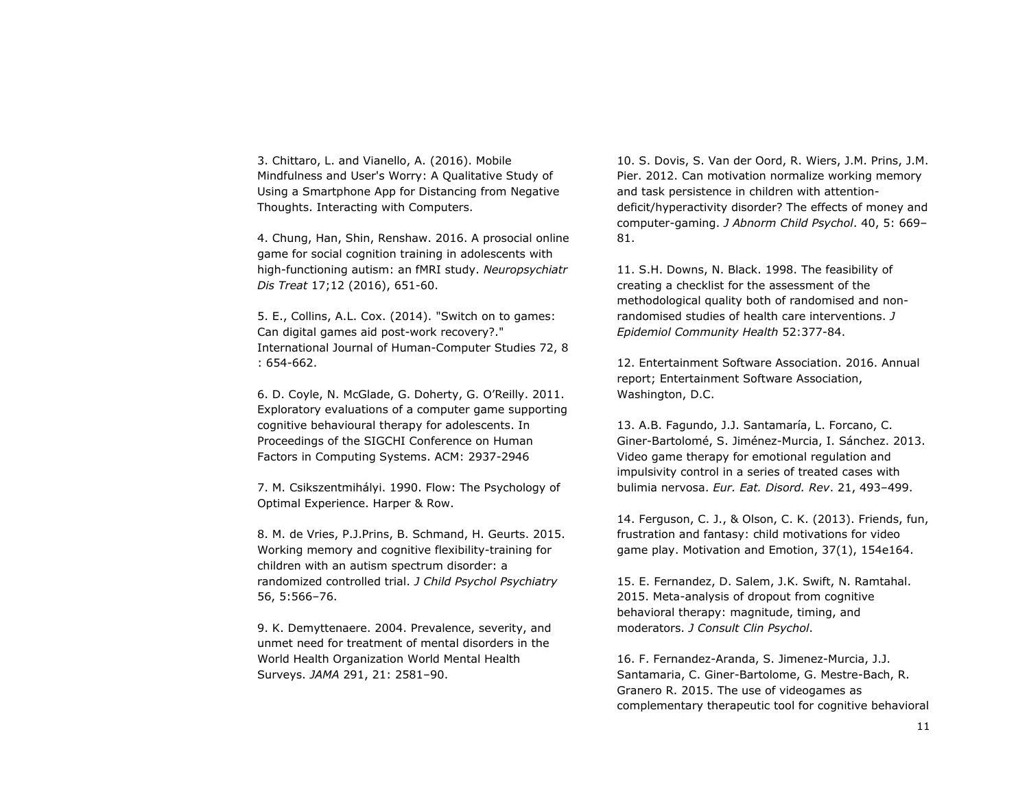3. Chittaro, L. and Vianello, A. (2016). Mobile Mindfulness and User's Worry: A Qualitative Study of Using a Smartphone App for Distancing from Negative Thoughts. Interacting with Computers.

4. Chung, Han, Shin, Renshaw. 2016. A prosocial online game for social cognition training in adolescents with high-functioning autism: an fMRI study. *Neuropsychiatr Dis Treat* 17;12 (2016), 651-60.

5. E., Collins, A.L. Cox. (2014). "Switch on to games: Can digital games aid post-work recovery?." International Journal of Human-Computer Studies 72, 8 : 654-662.

6. D. Coyle, N. McGlade, G. Doherty, G. O'Reilly. 2011. Exploratory evaluations of a computer game supporting cognitive behavioural therapy for adolescents. In Proceedings of the SIGCHI Conference on Human Factors in Computing Systems. ACM: 2937-2946

7. M. Csikszentmihályi. 1990. Flow: The Psychology of Optimal Experience. Harper & Row.

8. M. de Vries, P.J.Prins, B. Schmand, H. Geurts. 2015. Working memory and cognitive flexibility-training for children with an autism spectrum disorder: a randomized controlled trial. *J Child Psychol Psychiatry* 56, 5:566–76.

9. K. Demyttenaere. 2004. Prevalence, severity, and unmet need for treatment of mental disorders in the World Health Organization World Mental Health Surveys. *JAMA* 291, 21: 2581–90.

10. S. Dovis, S. Van der Oord, R. Wiers, J.M. Prins, J.M. Pier. 2012. Can motivation normalize working memory and task persistence in children with attention-deficit/hyperactivity disorder? The effects of money and computer-gaming. *J Abnorm Child Psychol*. 40, 5: 669–81.

11. S.H. Downs, N. Black. 1998. The feasibility of creating a checklist for the assessment of the methodological quality both of randomised and non-randomised studies of health care interventions. *J Epidemiol Community Health* 52:377-84.

12. Entertainment Software Association. 2016. Annual report; Entertainment Software Association, Washington, D.C.

13. A.B. Fagundo, J.J. Santamaría, L. Forcano, C. Giner-Bartolomé, S. Jiménez-Murcia, I. Sánchez. 2013. Video game therapy for emotional regulation and impulsivity control in a series of treated cases with bulimia nervosa. *Eur. Eat. Disord. Rev*. 21, 493–499.

14. Ferguson, C. J., & Olson, C. K. (2013). Friends, fun, frustration and fantasy: child motivations for video game play. Motivation and Emotion, 37(1), 154e164.

15. E. Fernandez, D. Salem, J.K. Swift, N. Ramtahal. 2015. Meta-analysis of dropout from cognitive behavioral therapy: magnitude, timing, and moderators. *J Consult Clin Psychol*.

16. F. Fernandez-Aranda, S. Jimenez-Murcia, J.J. Santamaria, C. Giner-Bartolome, G. Mestre-Bach, R. Granero R. 2015. The use of videogames as complementary therapeutic tool for cognitive behavioral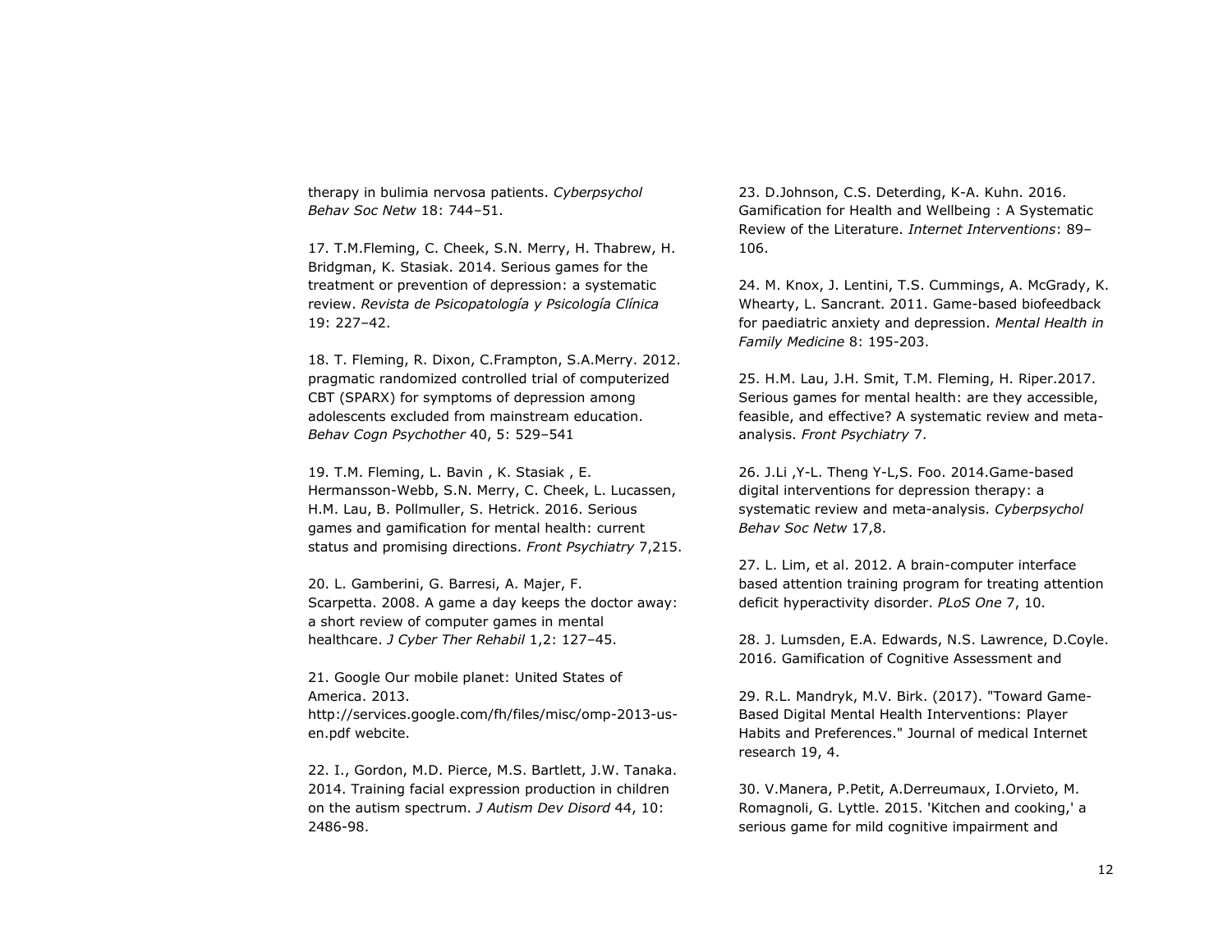therapy in bulimia nervosa patients. *Cyberpsychol Behav Soc Netw* 18: 744–51.

17. T.M.Fleming, C. Cheek, S.N. Merry, H. Thabrew, H. Bridgman, K. Stasiak. 2014. Serious games for the treatment or prevention of depression: a systematic review. *Revista de Psicopatología y Psicología Clínica* 19: 227–42.

18. T. Fleming, R. Dixon, C.Frampton, S.A.Merry. 2012. pragmatic randomized controlled trial of computerized CBT (SPARX) for symptoms of depression among adolescents excluded from mainstream education. *Behav Cogn Psychother* 40, 5: 529–541

19. T.M. Fleming, L. Bavin , K. Stasiak , E. Hermansson-Webb, S.N. Merry, C. Cheek, L. Lucassen, H.M. Lau, B. Pollmuller, S. Hetrick. 2016. Serious games and gamification for mental health: current status and promising directions. *Front Psychiatry* 7,215.

20. L. Gamberini, G. Barresi, A. Majer, F. Scarpetta. 2008. A game a day keeps the doctor away: a short review of computer games in mental healthcare. *J Cyber Ther Rehabil* 1,2: 127–45.

21. Google Our mobile planet: United States of America. 2013. http://services.google.com/fh/files/misc/omp-2013-us-en.pdf webcite.

22. I., Gordon, M.D. Pierce, M.S. Bartlett, J.W. Tanaka. 2014. Training facial expression production in children on the autism spectrum. *J Autism Dev Disord* 44, 10: 2486-98.

23. D.Johnson, C.S. Deterding, K-A. Kuhn. 2016. Gamification for Health and Wellbeing : A Systematic Review of the Literature. *Internet Interventions*: 89–106.

24. M. Knox, J. Lentini, T.S. Cummings, A. McGrady, K. Whearty, L. Sancrant. 2011. Game-based biofeedback for paediatric anxiety and depression. *Mental Health in Family Medicine* 8: 195-203.

25. H.M. Lau, J.H. Smit, T.M. Fleming, H. Riper.2017. Serious games for mental health: are they accessible, feasible, and effective? A systematic review and meta-analysis. *Front Psychiatry* 7.

26. J.Li ,Y-L. Theng Y-L,S. Foo. 2014.Game-based digital interventions for depression therapy: a systematic review and meta-analysis. *Cyberpsychol Behav Soc Netw* 17,8.

27. L. Lim, et al. 2012. A brain-computer interface based attention training program for treating attention deficit hyperactivity disorder. *PLoS One* 7, 10.

28. J. Lumsden, E.A. Edwards, N.S. Lawrence, D.Coyle. 2016. Gamification of Cognitive Assessment and

29. R.L. Mandryk, M.V. Birk. (2017). "Toward Game-Based Digital Mental Health Interventions: Player Habits and Preferences." Journal of medical Internet research 19, 4.

30. V.Manera, P.Petit, A.Derreumaux, I.Orvieto, M. Romagnoli, G. Lyttle. 2015. 'Kitchen and cooking,' a serious game for mild cognitive impairment and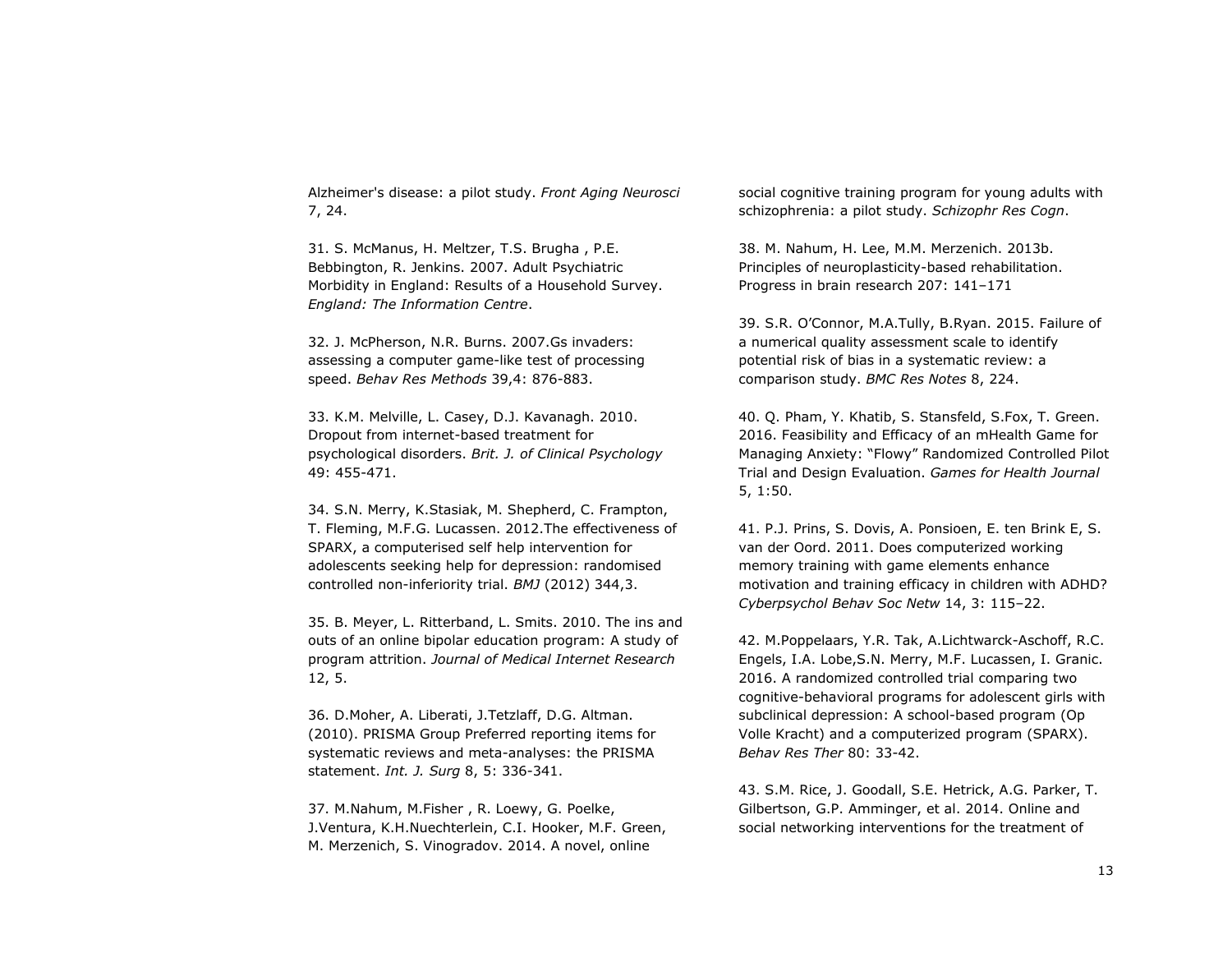Alzheimer's disease: a pilot study. *Front Aging Neurosci* 7, 24.

31. S. McManus, H. Meltzer, T.S. Brugha , P.E. Bebbington, R. Jenkins. 2007. Adult Psychiatric Morbidity in England: Results of a Household Survey. *England: The Information Centre*.

32. J. McPherson, N.R. Burns. 2007.Gs invaders: assessing a computer game-like test of processing speed. *Behav Res Methods* 39,4: 876-883.

33. K.M. Melville, L. Casey, D.J. Kavanagh. 2010. Dropout from internet-based treatment for psychological disorders. *Brit. J. of Clinical Psychology* 49: 455-471.

34. S.N. Merry, K.Stasiak, M. Shepherd, C. Frampton, T. Fleming, M.F.G. Lucassen. 2012.The effectiveness of SPARX, a computerised self help intervention for adolescents seeking help for depression: randomised controlled non-inferiority trial. *BMJ* (2012) 344,3.

35. B. Meyer, L. Ritterband, L. Smits. 2010. The ins and outs of an online bipolar education program: A study of program attrition. *Journal of Medical Internet Research* 12, 5.

36. D.Moher, A. Liberati, J.Tetzlaff, D.G. Altman. (2010). PRISMA Group Preferred reporting items for systematic reviews and meta-analyses: the PRISMA statement. *Int. J. Surg* 8, 5: 336-341.

37. M.Nahum, M.Fisher , R. Loewy, G. Poelke, J.Ventura, K.H.Nuechterlein, C.I. Hooker, M.F. Green, M. Merzenich, S. Vinogradov. 2014. A novel, online social cognitive training program for young adults with schizophrenia: a pilot study. *Schizophr Res Cogn*.

38. M. Nahum, H. Lee, M.M. Merzenich. 2013b. Principles of neuroplasticity-based rehabilitation. Progress in brain research 207: 141–171

39. S.R. O'Connor, M.A.Tully, B.Ryan. 2015. Failure of a numerical quality assessment scale to identify potential risk of bias in a systematic review: a comparison study. *BMC Res Notes* 8, 224.

40. Q. Pham, Y. Khatib, S. Stansfeld, S.Fox, T. Green. 2016. Feasibility and Efficacy of an mHealth Game for Managing Anxiety: "Flowy" Randomized Controlled Pilot Trial and Design Evaluation. *Games for Health Journal* 5, 1:50.

41. P.J. Prins, S. Dovis, A. Ponsioen, E. ten Brink E, S. van der Oord. 2011. Does computerized working memory training with game elements enhance motivation and training efficacy in children with ADHD? *Cyberpsychol Behav Soc Netw* 14, 3: 115–22.

42. M.Poppelaars, Y.R. Tak, A.Lichtwarck-Aschoff, R.C. Engels, I.A. Lobe,S.N. Merry, M.F. Lucassen, I. Granic. 2016. A randomized controlled trial comparing two cognitive-behavioral programs for adolescent girls with subclinical depression: A school-based program (Op Volle Kracht) and a computerized program (SPARX). *Behav Res Ther* 80: 33-42.

43. S.M. Rice, J. Goodall, S.E. Hetrick, A.G. Parker, T. Gilbertson, G.P. Amminger, et al. 2014. Online and social networking interventions for the treatment of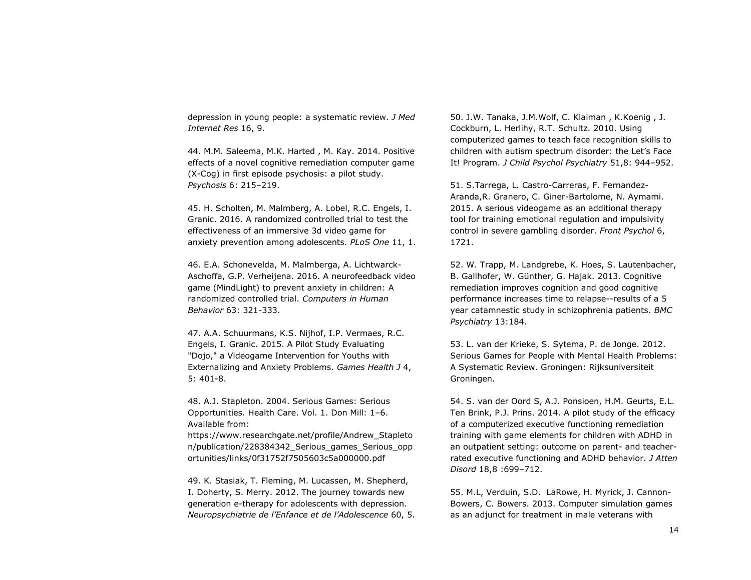depression in young people: a systematic review. *J Med Internet Res* 16, 9.

44. M.M. Saleema, M.K. Harted , M. Kay. 2014. Positive effects of a novel cognitive remediation computer game (X-Cog) in first episode psychosis: a pilot study. *Psychosis* 6: 215–219.

45. H. Scholten, M. Malmberg, A. Lobel, R.C. Engels, I. Granic. 2016. A randomized controlled trial to test the effectiveness of an immersive 3d video game for anxiety prevention among adolescents. *PLoS One* 11, 1.

46. E.A. Schonevelda, M. Malmberga, A. Lichtwarck-Aschoffa, G.P. Verheijena. 2016. A neurofeedback video game (MindLight) to prevent anxiety in children: A randomized controlled trial. *Computers in Human Behavior* 63: 321-333.

47. A.A. Schuurmans, K.S. Nijhof, I.P. Vermaes, R.C. Engels, I. Granic. 2015. A Pilot Study Evaluating "Dojo," a Videogame Intervention for Youths with Externalizing and Anxiety Problems. *Games Health J* 4, 5: 401-8.

48. A.J. Stapleton. 2004. Serious Games: Serious Opportunities. Health Care. Vol. 1. Don Mill: 1–6. Available from: https://www.researchgate.net/profile/Andrew_Stapleton/publication/228384342_Serious_games_Serious_opportunities/links/0f31752f7505603c5a000000.pdf

49. K. Stasiak, T. Fleming, M. Lucassen, M. Shepherd, I. Doherty, S. Merry. 2012. The journey towards new generation e-therapy for adolescents with depression. *Neuropsychiatrie de l'Enfance et de l'Adolescence* 60, 5.

50. J.W. Tanaka, J.M.Wolf, C. Klaiman , K.Koenig , J. Cockburn, L. Herlihy, R.T. Schultz. 2010. Using computerized games to teach face recognition skills to children with autism spectrum disorder: the Let's Face It! Program. *J Child Psychol Psychiatry* 51,8: 944–952.

51. S.Tarrega, L. Castro-Carreras, F. Fernandez-Aranda,R. Granero, C. Giner-Bartolome, N. Aymami. 2015. A serious videogame as an additional therapy tool for training emotional regulation and impulsivity control in severe gambling disorder. *Front Psychol* 6, 1721.

52. W. Trapp, M. Landgrebe, K. Hoes, S. Lautenbacher, B. Gallhofer, W. Günther, G. Hajak. 2013. Cognitive remediation improves cognition and good cognitive performance increases time to relapse--results of a 5 year catamnestic study in schizophrenia patients. *BMC Psychiatry* 13:184.

53. L. van der Krieke, S. Sytema, P. de Jonge. 2012. Serious Games for People with Mental Health Problems: A Systematic Review. Groningen: Rijksuniversiteit Groningen.

54. S. van der Oord S, A.J. Ponsioen, H.M. Geurts, E.L. Ten Brink, P.J. Prins. 2014. A pilot study of the efficacy of a computerized executive functioning remediation training with game elements for children with ADHD in an outpatient setting: outcome on parent- and teacher-rated executive functioning and ADHD behavior. *J Atten Disord* 18,8 :699–712.

55. M.L, Verduin, S.D. LaRowe, H. Myrick, J. Cannon-Bowers, C. Bowers. 2013. Computer simulation games as an adjunct for treatment in male veterans with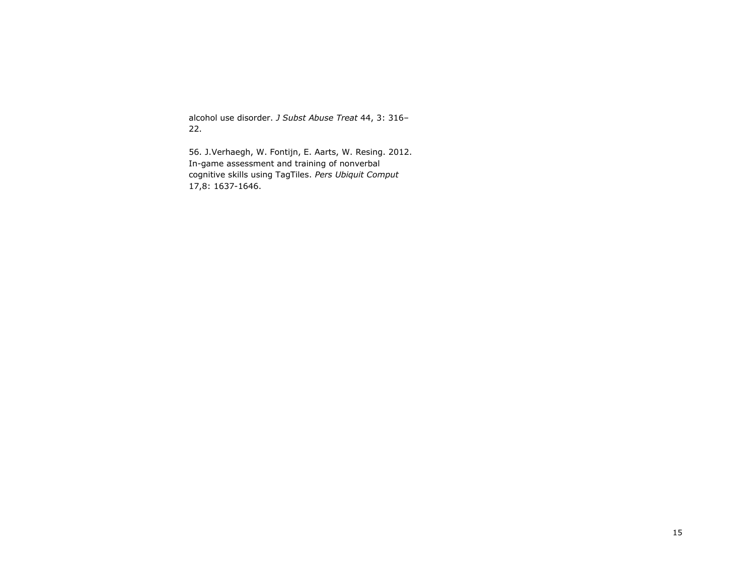alcohol use disorder. *J Subst Abuse Treat* 44, 3: 316–22.

56. J.Verhaegh, W. Fontijn, E. Aarts, W. Resing. 2012. In-game assessment and training of nonverbal cognitive skills using TagTiles. *Pers Ubiquit Comput* 17,8: 1637-1646.